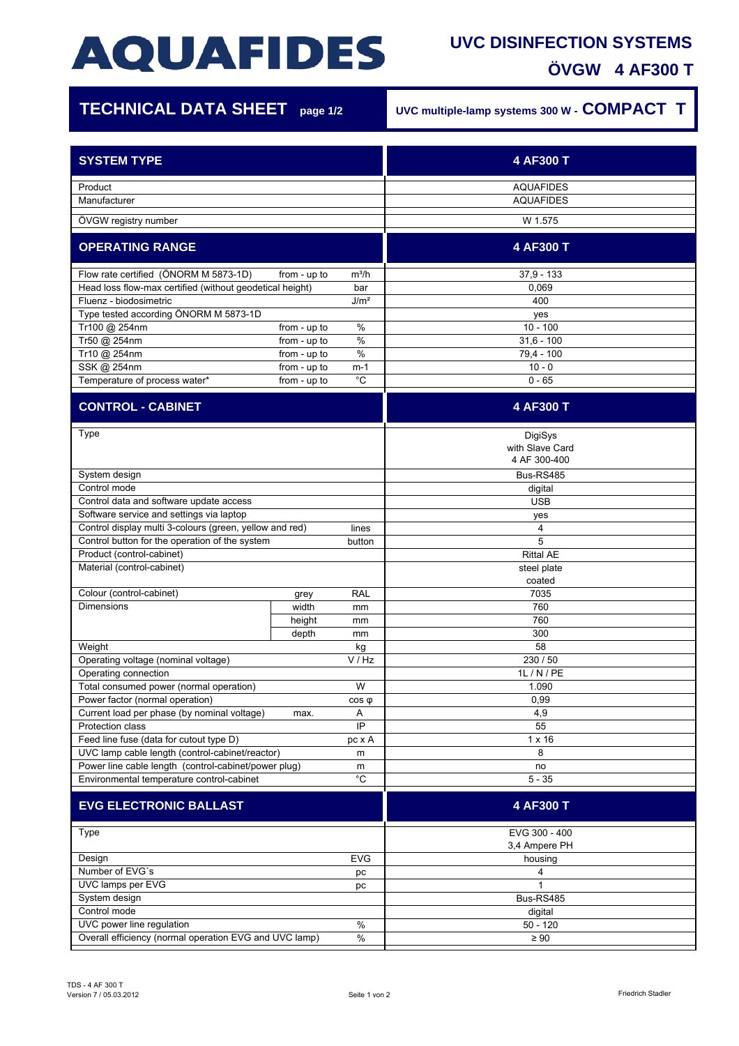# AQUAFIDES

## UVC DISINFECTION SYSTEMS

## ÖVGW 4 AF300 T

## TECHNICAL DATA SHEET page 1/2

UVC multiple-lamp systems 300 W - **COMPACT T**

| SYSTEM TYPE | | | 4 AF300 T |
|---|---|---|---|
| Product | | | AQUAFIDES |
| Manufacturer | | | AQUAFIDES |
| ÖVGW registry number | | | W 1.575 |
| **OPERATING RANGE** | | | **4 AF300 T** |
| Flow rate certified (ÖNORM M 5873-1D) | from - up to | m³/h | 37,9 - 133 |
| Head loss flow-max certified (without geodetical height) | | bar | 0,069 |
| Fluenz - biodosimetric | | J/m² | 400 |
| Type tested according ÖNORM M 5873-1D | | | yes |
| Tr100 @ 254nm | from - up to | % | 10 - 100 |
| Tr50 @ 254nm | from - up to | % | 31,6 - 100 |
| Tr10 @ 254nm | from - up to | % | 79,4 - 100 |
| SSK @ 254nm | from - up to | m-1 | 10 - 0 |
| Temperature of process water* | from - up to | °C | 0 - 65 |
| **CONTROL - CABINET** | | | **4 AF300 T** |
| Type | | | DigiSys with Slave Card 4 AF 300-400 |
| System design | | | Bus-RS485 |
| Control mode | | | digital |
| Control data and software update access | | | USB |
| Software service and settings via laptop | | | yes |
| Control display multi 3-colours (green, yellow and red) | | lines | 4 |
| Control button for the operation of the system | | button | 5 |
| Product (control-cabinet) | | | Rittal AE |
| Material (control-cabinet) | | | steel plate coated |
| Colour (control-cabinet) | grey | RAL | 7035 |
| Dimensions | width | mm | 760 |
| | height | mm | 760 |
| | depth | mm | 300 |
| Weight | | kg | 58 |
| Operating voltage (nominal voltage) | | V / Hz | 230 / 50 |
| Operating connection | | | 1L / N / PE |
| Total consumed power (normal operation) | | W | 1.090 |
| Power factor (normal operation) | | cos φ | 0,99 |
| Current load per phase (by nominal voltage) | max. | A | 4,9 |
| Protection class | | IP | 55 |
| Feed line fuse (data for cutout type D) | | pc x A | 1 x 16 |
| UVC lamp cable length (control-cabinet/reactor) | | m | 8 |
| Power line cable length (control-cabinet/power plug) | | m | no |
| Environmental temperature control-cabinet | | °C | 5 - 35 |
| **EVG ELECTRONIC BALLAST** | | | **4 AF300 T** |
| Type | | | EVG 300 - 400 3,4 Ampere PH |
| Design | | EVG | housing |
| Number of EVG´s | | pc | 4 |
| UVC lamps per EVG | | pc | 1 |
| System design | | | Bus-RS485 |
| Control mode | | | digital |
| UVC power line regulation | | % | 50 - 120 |
| Overall efficiency (normal operation EVG and UVC lamp) | | % | ≥ 90 |

TDS - 4 AF 300 T
Version 7 / 05.03.2012

Friedrich Stadler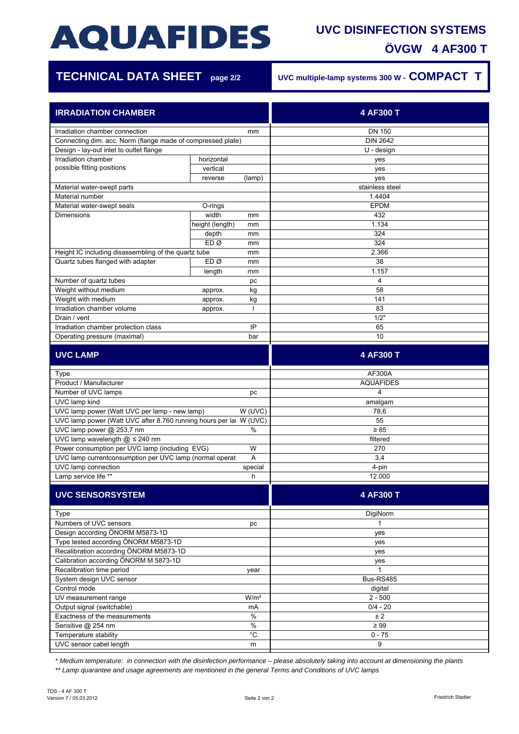# AQUAFIDES

## UVC DISINFECTION SYSTEMS

## ÖVGW 4 AF300 T

## TECHNICAL DATA SHEET page 2/2

**UVC multiple-lamp systems 300 W - COMPACT T**

| IRRADIATION CHAMBER | | | 4 AF300 T |
|---|---|---|---|
| Irradiation chamber connection | | mm | DN 150 |
| Connecting dim. acc. Norm (flange made of compressed plate) | | | DIN 2642 |
| Design - lay-out inlet to outlet flange | | | U - design |
| Irradiation chamber possible fitting positions | horizontal | | yes |
| | vertical | | yes |
| | reverse | (lamp) | yes |
| Material water-swept parts | | | stainless steel |
| Material number | | | 1.4404 |
| Material water-swept seals | O-rings | | EPDM |
| Dimensions | width | mm | 432 |
| | height (length) | mm | 1.134 |
| | depth | mm | 324 |
| | ED Ø | mm | 324 |
| Height IC including disassembling of the quartz tube | | mm | 2.366 |
| Quartz tubes flanged with adapter | ED Ø | mm | 38 |
| | length | mm | 1.157 |
| Number of quartz tubes | | pc | 4 |
| Weight without medium | approx. | kg | 58 |
| Weight with medium | approx. | kg | 141 |
| Irradiation chamber volume | approx. | l | 83 |
| Drain / vent | | | 1/2" |
| Irradiation chamber protection class | | IP | 65 |
| Operating pressure (maximal) | | bar | 10 |

| UVC LAMP | | 4 AF300 T |
|---|---|---|
| Type | | AF300A |
| Product / Manufacturer | | AQUAFIDES |
| Number of UVC lamps | pc | 4 |
| UVC lamp kind | | amalgam |
| UVC lamp power (Watt UVC per lamp - new lamp) | W (UVC) | 78,6 |
| UVC lamp power (Watt UVC after 8.760 running hours per lai | W (UVC) | 55 |
| UVC lamp power @ 253,7 nm | % | ≥ 85 |
| UVC lamp wavelength @ ≤ 240 nm | | filtered |
| Power consumption per UVC lamp (including EVG) | W | 270 |
| UVC lamp currentconsumption per UVC lamp (normal operat | A | 3,4 |
| UVC lamp connection | special | 4-pin |
| Lamp service life ** | h | 12.000 |

| UVC SENSORSYSTEM | | 4 AF300 T |
|---|---|---|
| Type | | DigiNorm |
| Numbers of UVC sensors | pc | 1 |
| Design according ÖNORM M5873-1D | | yes |
| Type tested according ÖNORM M5873-1D | | yes |
| Recalibration according ÖNORM M5873-1D | | yes |
| Calibration according ÖNORM M 5873-1D | | yes |
| Recalibration time period | year | 1 |
| System design UVC sensor | | Bus-RS485 |
| Control mode | | digital |
| UV measurement range | W/m² | 2 - 500 |
| Output signal (switchable) | mA | 0/4 - 20 |
| Exactness of the measurements | % | ± 2 |
| Sensitive @ 254 nm | % | ≥ 99 |
| Temperature stability | °C | 0 - 75 |
| UVC sensor cabel length | m | 9 |

*\* Medium temperature: in connection with the disinfection performance – please absolutely taking into account at dimensioning the plants*

*\*\* Lamp quarantee and usage agreements are mentioned in the general Terms and Conditions of UVC lamps*

TDS - 4 AF 300 T
Version 7 / 05.03.2012

Friedrich Stadler